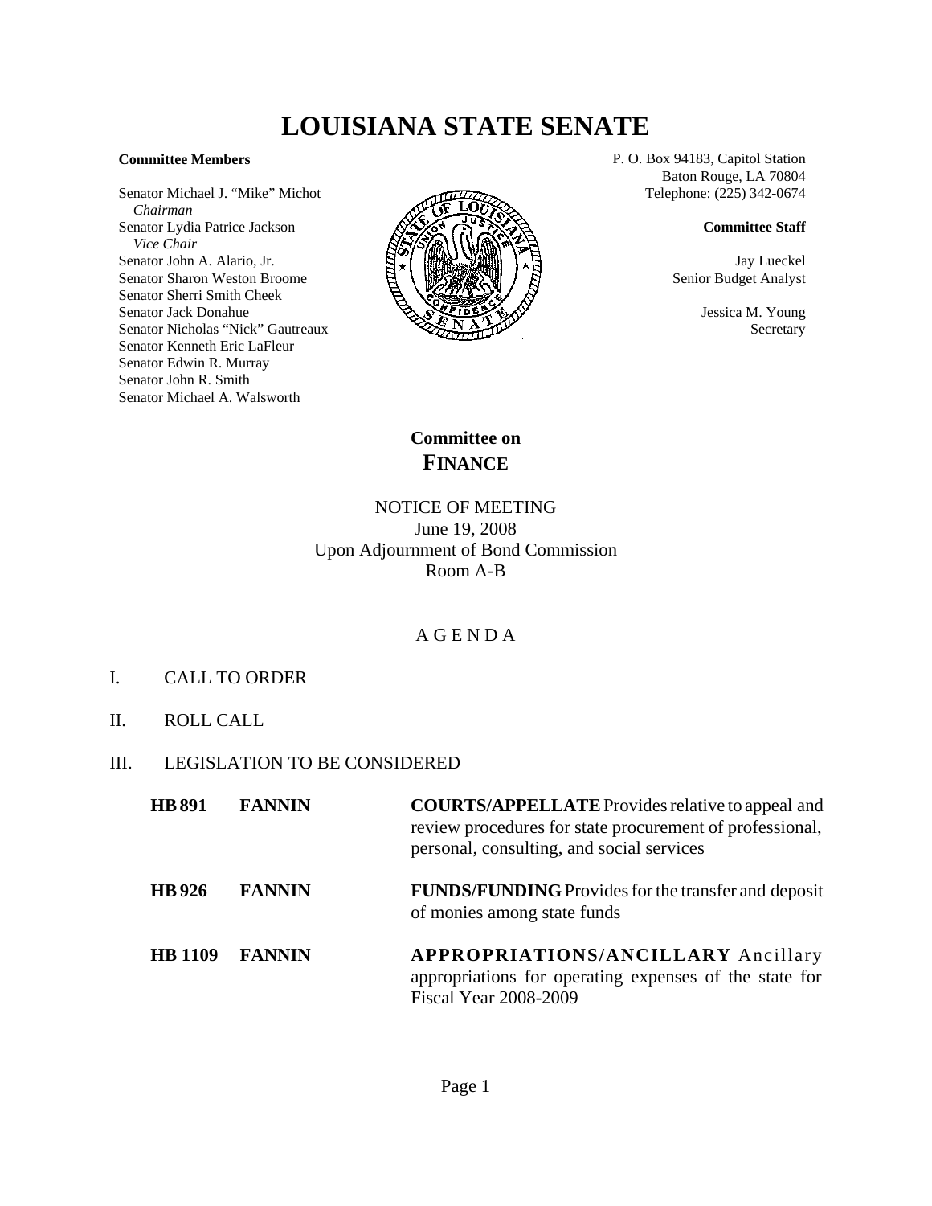# LOUISIANA STATE SENATE

**Committee Members**

Senator Michael J. "Mike" Michot
*Chairman*
Senator Lydia Patrice Jackson
*Vice Chair*
Senator John A. Alario, Jr.
Senator Sharon Weston Broome
Senator Sherri Smith Cheek
Senator Jack Donahue
Senator Nicholas "Nick" Gautreaux
Senator Kenneth Eric LaFleur
Senator Edwin R. Murray
Senator John R. Smith
Senator Michael A. Walsworth

P. O. Box 94183, Capitol Station
Baton Rouge, LA 70804
Telephone: (225) 342-0674

**Committee Staff**

Jay Lueckel
Senior Budget Analyst

Jessica M. Young
Secretary

## Committee on FINANCE

NOTICE OF MEETING
June 19, 2008
Upon Adjournment of Bond Commission
Room A-B

A G E N D A

I. CALL TO ORDER

II. ROLL CALL

III. LEGISLATION TO BE CONSIDERED

| | | |
|---|---|---|
| **HB 891** | **FANNIN** | **COURTS/APPELLATE** Provides relative to appeal and review procedures for state procurement of professional, personal, consulting, and social services |
| **HB 926** | **FANNIN** | **FUNDS/FUNDING** Provides for the transfer and deposit of monies among state funds |
| **HB 1109** | **FANNIN** | **APPROPRIATIONS/ANCILLARY** Ancillary appropriations for operating expenses of the state for Fiscal Year 2008-2009 |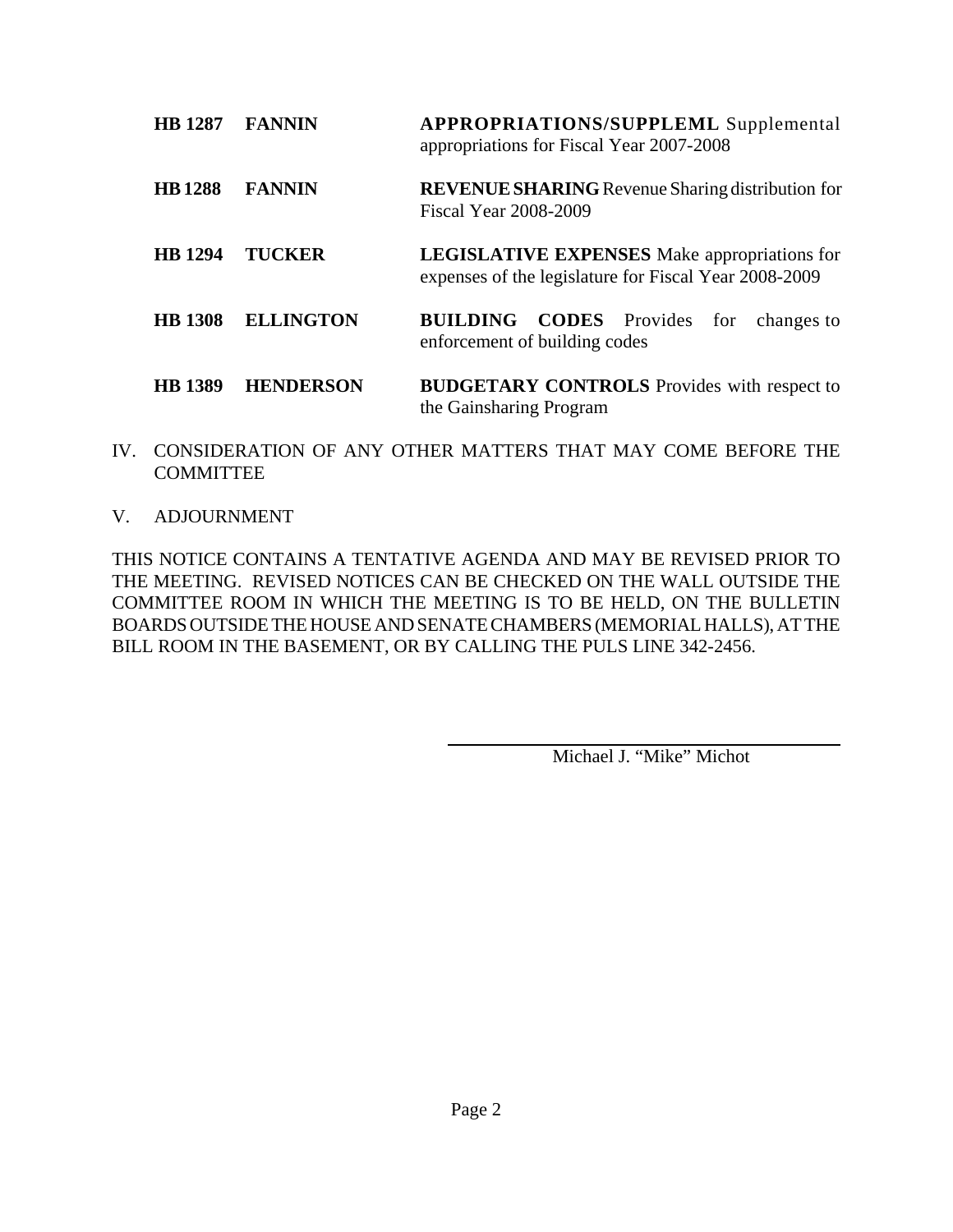| | | |
|---|---|---|
| **HB 1287** | **FANNIN** | **APPROPRIATIONS/SUPPLEML** Supplemental appropriations for Fiscal Year 2007-2008 |
| **HB 1288** | **FANNIN** | **REVENUE SHARING** Revenue Sharing distribution for Fiscal Year 2008-2009 |
| **HB 1294** | **TUCKER** | **LEGISLATIVE EXPENSES** Make appropriations for expenses of the legislature for Fiscal Year 2008-2009 |
| **HB 1308** | **ELLINGTON** | **BUILDING CODES** Provides for changes to enforcement of building codes |
| **HB 1389** | **HENDERSON** | **BUDGETARY CONTROLS** Provides with respect to the Gainsharing Program |

IV. CONSIDERATION OF ANY OTHER MATTERS THAT MAY COME BEFORE THE COMMITTEE

V. ADJOURNMENT

THIS NOTICE CONTAINS A TENTATIVE AGENDA AND MAY BE REVISED PRIOR TO THE MEETING. REVISED NOTICES CAN BE CHECKED ON THE WALL OUTSIDE THE COMMITTEE ROOM IN WHICH THE MEETING IS TO BE HELD, ON THE BULLETIN BOARDS OUTSIDE THE HOUSE AND SENATE CHAMBERS (MEMORIAL HALLS), AT THE BILL ROOM IN THE BASEMENT, OR BY CALLING THE PULS LINE 342-2456.

Michael J. "Mike" Michot